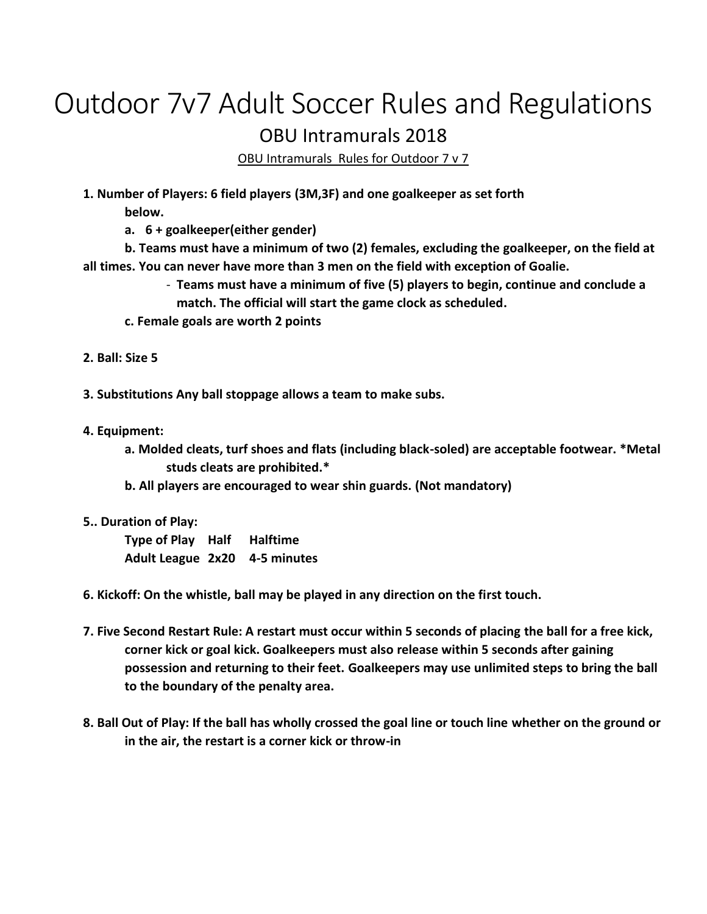# Outdoor 7v7 Adult Soccer Rules and Regulations

## OBU Intramurals 2018

<u>OBU Intramurals Rules for Outdoor 7 v 7</u>

**1. Number of Players: 6 field players (3M,3F) and one goalkeeper as set forth below.**

**a. 6 + goalkeeper(either gender)**

**b. Teams must have a minimum of two (2) females, excluding the goalkeeper, on the field at all times. You can never have more than 3 men on the field with exception of Goalie.**

- **Teams must have a minimum of five (5) players to begin, continue and conclude a match. The official will start the game clock as scheduled.**

**c. Female goals are worth 2 points**

**2. Ball: Size 5**

**3. Substitutions Any ball stoppage allows a team to make subs.**

**4. Equipment:**

**a. Molded cleats, turf shoes and flats (including black-soled) are acceptable footwear. *Metal studs cleats are prohibited.***

**b. All players are encouraged to wear shin guards. (Not mandatory)**

**5.. Duration of Play:**

| Type of Play | Half | Halftime |
| --- | --- | --- |
| Adult League | 2x20 | 4-5 minutes |

**6. Kickoff: On the whistle, ball may be played in any direction on the first touch.**

**7. Five Second Restart Rule: A restart must occur within 5 seconds of placing the ball for a free kick, corner kick or goal kick. Goalkeepers must also release within 5 seconds after gaining possession and returning to their feet. Goalkeepers may use unlimited steps to bring the ball to the boundary of the penalty area.**

**8. Ball Out of Play: If the ball has wholly crossed the goal line or touch line whether on the ground or in the air, the restart is a corner kick or throw-in**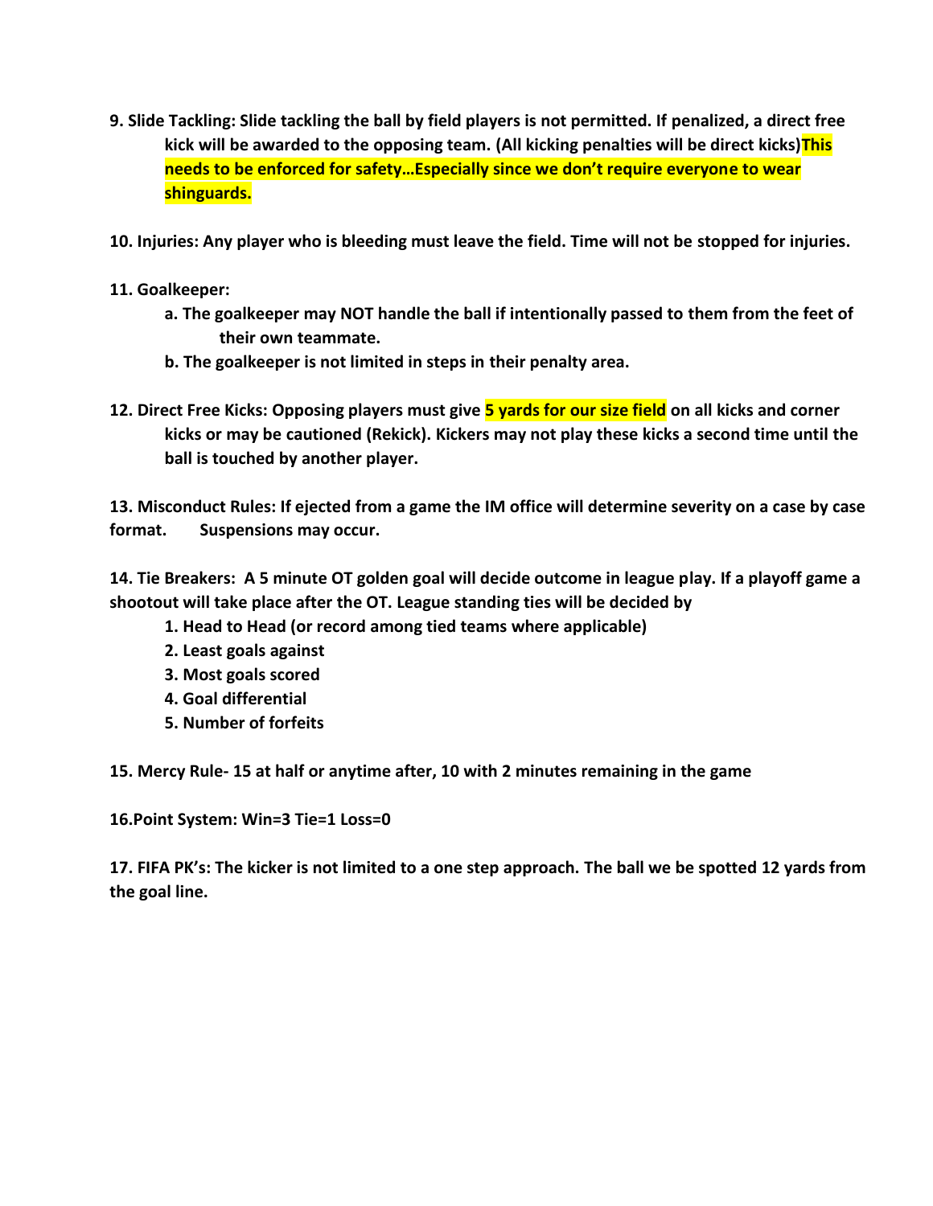**9. Slide Tackling: Slide tackling the ball by field players is not permitted. If penalized, a direct free kick will be awarded to the opposing team. (All kicking penalties will be direct kicks)This needs to be enforced for safety…Especially since we don't require everyone to wear shinguards.**

**10. Injuries: Any player who is bleeding must leave the field. Time will not be stopped for injuries.**

**11. Goalkeeper:**

- **a. The goalkeeper may NOT handle the ball if intentionally passed to them from the feet of their own teammate.**
- **b. The goalkeeper is not limited in steps in their penalty area.**

**12. Direct Free Kicks: Opposing players must give 5 yards for our size field on all kicks and corner kicks or may be cautioned (Rekick). Kickers may not play these kicks a second time until the ball is touched by another player.**

**13. Misconduct Rules: If ejected from a game the IM office will determine severity on a case by case format. Suspensions may occur.**

**14. Tie Breakers: A 5 minute OT golden goal will decide outcome in league play. If a playoff game a shootout will take place after the OT. League standing ties will be decided by**

1. **Head to Head (or record among tied teams where applicable)**
2. **Least goals against**
3. **Most goals scored**
4. **Goal differential**
5. **Number of forfeits**

**15. Mercy Rule- 15 at half or anytime after, 10 with 2 minutes remaining in the game**

**16.Point System: Win=3 Tie=1 Loss=0**

**17. FIFA PK's: The kicker is not limited to a one step approach. The ball we be spotted 12 yards from the goal line.**